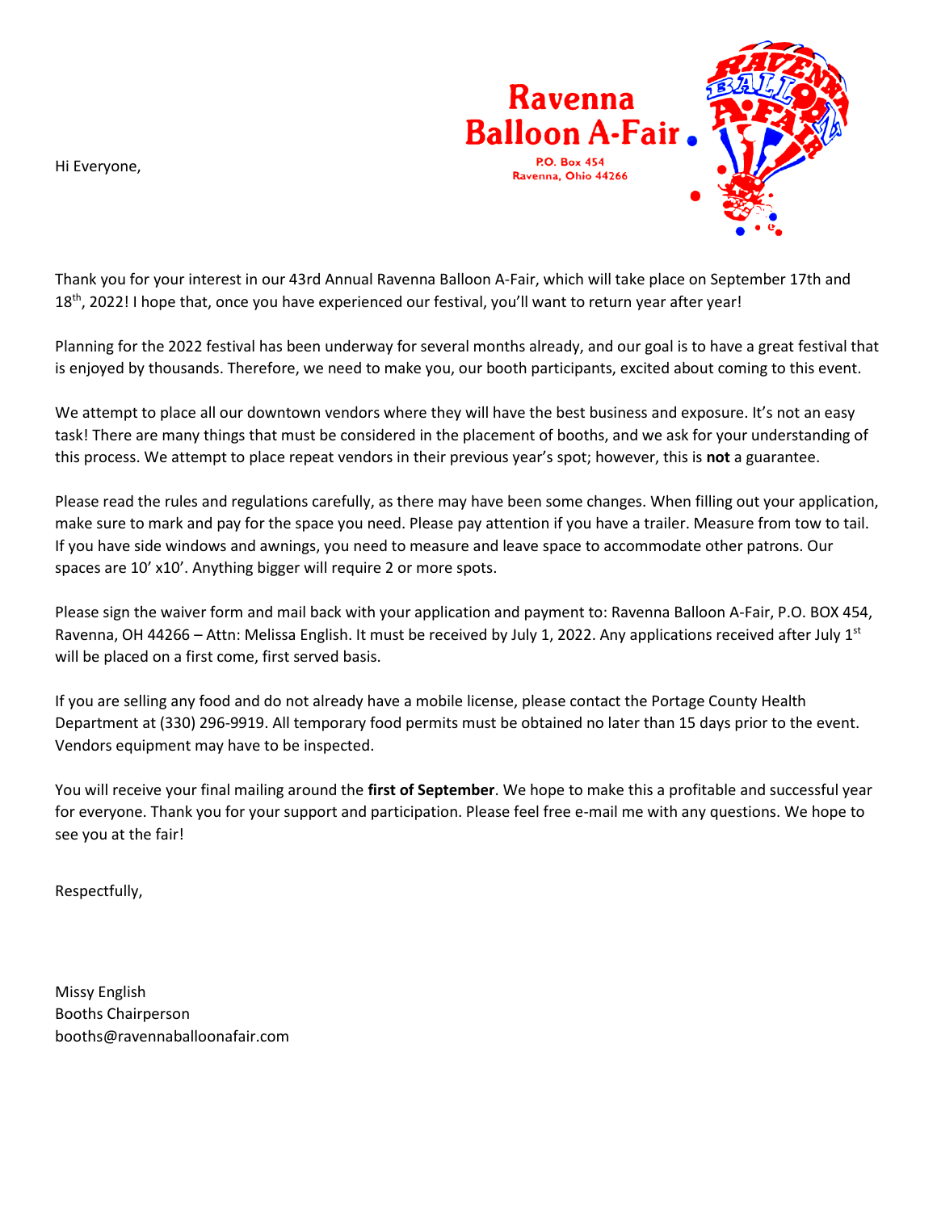**Ravenna Balloon A-Fair**
P.O. Box 454
Ravenna, Ohio 44266

Hi Everyone,

Thank you for your interest in our 43rd Annual Ravenna Balloon A-Fair, which will take place on September 17th and 18th, 2022! I hope that, once you have experienced our festival, you'll want to return year after year!

Planning for the 2022 festival has been underway for several months already, and our goal is to have a great festival that is enjoyed by thousands. Therefore, we need to make you, our booth participants, excited about coming to this event.

We attempt to place all our downtown vendors where they will have the best business and exposure. It's not an easy task! There are many things that must be considered in the placement of booths, and we ask for your understanding of this process. We attempt to place repeat vendors in their previous year's spot; however, this is **not** a guarantee.

Please read the rules and regulations carefully, as there may have been some changes. When filling out your application, make sure to mark and pay for the space you need. Please pay attention if you have a trailer. Measure from tow to tail. If you have side windows and awnings, you need to measure and leave space to accommodate other patrons. Our spaces are 10' x10'. Anything bigger will require 2 or more spots.

Please sign the waiver form and mail back with your application and payment to: Ravenna Balloon A-Fair, P.O. BOX 454, Ravenna, OH 44266 – Attn: Melissa English. It must be received by July 1, 2022. Any applications received after July 1st will be placed on a first come, first served basis.

If you are selling any food and do not already have a mobile license, please contact the Portage County Health Department at (330) 296-9919. All temporary food permits must be obtained no later than 15 days prior to the event. Vendors equipment may have to be inspected.

You will receive your final mailing around the **first of September**. We hope to make this a profitable and successful year for everyone. Thank you for your support and participation. Please feel free e-mail me with any questions. We hope to see you at the fair!

Respectfully,

Missy English
Booths Chairperson
booths@ravennaballoonafair.com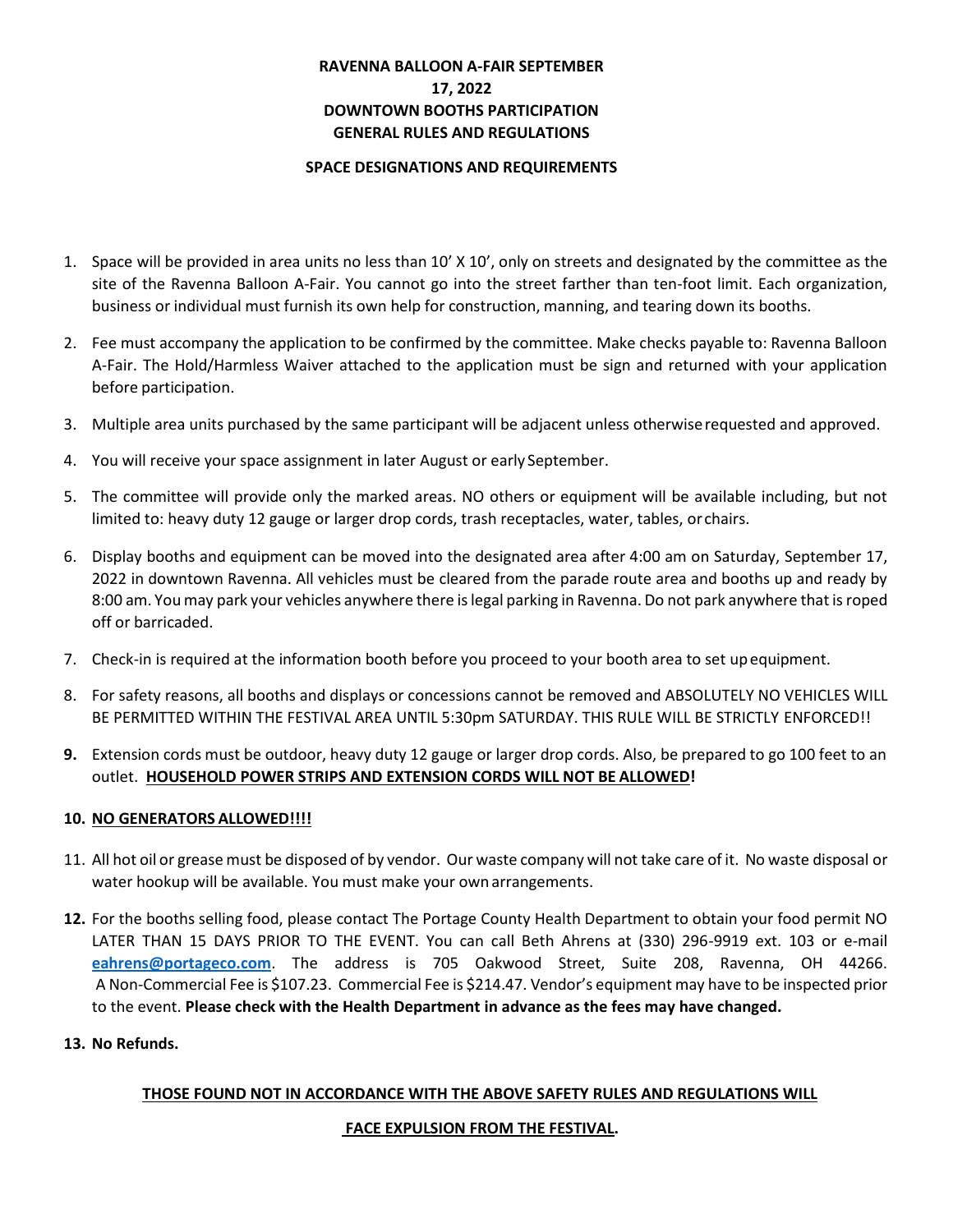# RAVENNA BALLOON A-FAIR SEPTEMBER 17, 2022
# DOWNTOWN BOOTHS PARTICIPATION
# GENERAL RULES AND REGULATIONS

## SPACE DESIGNATIONS AND REQUIREMENTS

1. Space will be provided in area units no less than 10' X 10', only on streets and designated by the committee as the site of the Ravenna Balloon A-Fair. You cannot go into the street farther than ten-foot limit. Each organization, business or individual must furnish its own help for construction, manning, and tearing down its booths.
2. Fee must accompany the application to be confirmed by the committee. Make checks payable to: Ravenna Balloon A-Fair. The Hold/Harmless Waiver attached to the application must be sign and returned with your application before participation.
3. Multiple area units purchased by the same participant will be adjacent unless otherwise requested and approved.
4. You will receive your space assignment in later August or early September.
5. The committee will provide only the marked areas. NO others or equipment will be available including, but not limited to: heavy duty 12 gauge or larger drop cords, trash receptacles, water, tables, or chairs.
6. Display booths and equipment can be moved into the designated area after 4:00 am on Saturday, September 17, 2022 in downtown Ravenna. All vehicles must be cleared from the parade route area and booths up and ready by 8:00 am. You may park your vehicles anywhere there is legal parking in Ravenna. Do not park anywhere that is roped off or barricaded.
7. Check-in is required at the information booth before you proceed to your booth area to set up equipment.
8. For safety reasons, all booths and displays or concessions cannot be removed and ABSOLUTELY NO VEHICLES WILL BE PERMITTED WITHIN THE FESTIVAL AREA UNTIL 5:30pm SATURDAY. THIS RULE WILL BE STRICTLY ENFORCED!!
9. Extension cords must be outdoor, heavy duty 12 gauge or larger drop cords. Also, be prepared to go 100 feet to an outlet. **HOUSEHOLD POWER STRIPS AND EXTENSION CORDS WILL NOT BE ALLOWED!**
10. **NO GENERATORS ALLOWED!!!!**
11. All hot oil or grease must be disposed of by vendor. Our waste company will not take care of it. No waste disposal or water hookup will be available. You must make your own arrangements.
12. For the booths selling food, please contact The Portage County Health Department to obtain your food permit NO LATER THAN 15 DAYS PRIOR TO THE EVENT. You can call Beth Ahrens at (330) 296-9919 ext. 103 or e-mail **eahrens@portageco.com**. The address is 705 Oakwood Street, Suite 208, Ravenna, OH 44266. A Non-Commercial Fee is $107.23. Commercial Fee is $214.47. Vendor's equipment may have to be inspected prior to the event. **Please check with the Health Department in advance as the fees may have changed.**
13. **No Refunds.**

**THOSE FOUND NOT IN ACCORDANCE WITH THE ABOVE SAFETY RULES AND REGULATIONS WILL FACE EXPULSION FROM THE FESTIVAL.**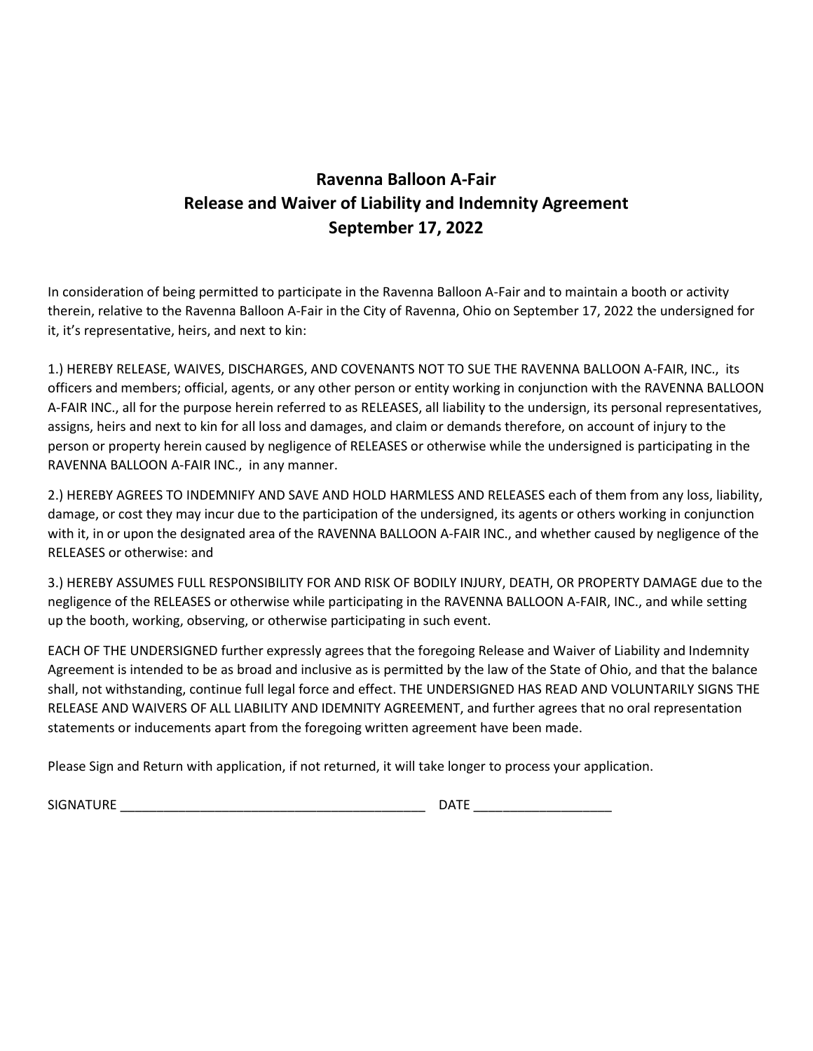# Ravenna Balloon A-Fair
## Release and Waiver of Liability and Indemnity Agreement
## September 17, 2022

In consideration of being permitted to participate in the Ravenna Balloon A-Fair and to maintain a booth or activity therein, relative to the Ravenna Balloon A-Fair in the City of Ravenna, Ohio on September 17, 2022 the undersigned for it, it's representative, heirs, and next to kin:

1.) HEREBY RELEASE, WAIVES, DISCHARGES, AND COVENANTS NOT TO SUE THE RAVENNA BALLOON A-FAIR, INC., its officers and members; official, agents, or any other person or entity working in conjunction with the RAVENNA BALLOON A-FAIR INC., all for the purpose herein referred to as RELEASES, all liability to the undersign, its personal representatives, assigns, heirs and next to kin for all loss and damages, and claim or demands therefore, on account of injury to the person or property herein caused by negligence of RELEASES or otherwise while the undersigned is participating in the RAVENNA BALLOON A-FAIR INC., in any manner.

2.) HEREBY AGREES TO INDEMNIFY AND SAVE AND HOLD HARMLESS AND RELEASES each of them from any loss, liability, damage, or cost they may incur due to the participation of the undersigned, its agents or others working in conjunction with it, in or upon the designated area of the RAVENNA BALLOON A-FAIR INC., and whether caused by negligence of the RELEASES or otherwise: and

3.) HEREBY ASSUMES FULL RESPONSIBILITY FOR AND RISK OF BODILY INJURY, DEATH, OR PROPERTY DAMAGE due to the negligence of the RELEASES or otherwise while participating in the RAVENNA BALLOON A-FAIR, INC., and while setting up the booth, working, observing, or otherwise participating in such event.

EACH OF THE UNDERSIGNED further expressly agrees that the foregoing Release and Waiver of Liability and Indemnity Agreement is intended to be as broad and inclusive as is permitted by the law of the State of Ohio, and that the balance shall, not withstanding, continue full legal force and effect. THE UNDERSIGNED HAS READ AND VOLUNTARILY SIGNS THE RELEASE AND WAIVERS OF ALL LIABILITY AND IDEMNITY AGREEMENT, and further agrees that no oral representation statements or inducements apart from the foregoing written agreement have been made.

Please Sign and Return with application, if not returned, it will take longer to process your application.

SIGNATURE ___________________________________________ DATE ___________________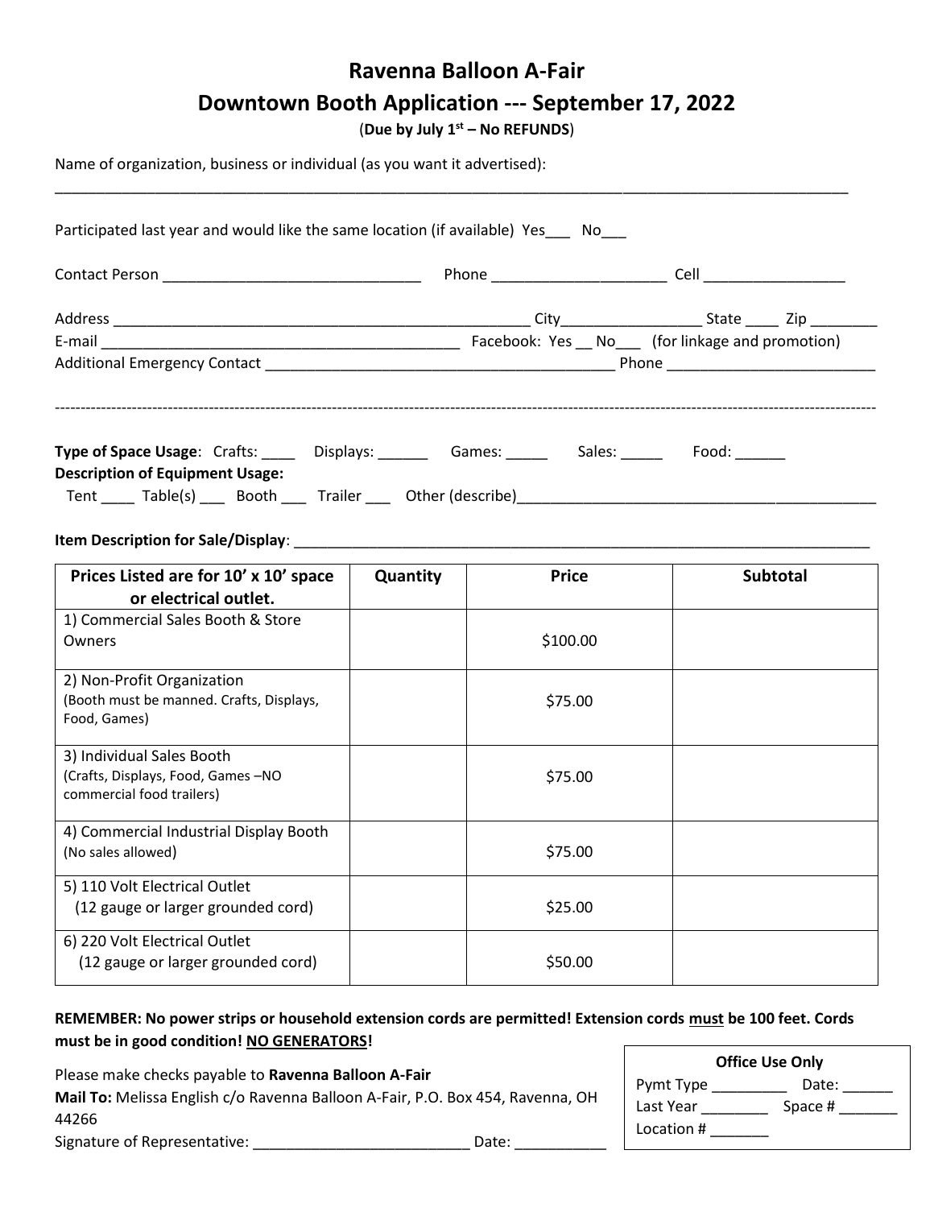# Ravenna Balloon A-Fair

## Downtown Booth Application --- September 17, 2022

(**Due by July 1st – No REFUNDS**)

Name of organization, business or individual (as you want it advertised):

___________________________________________________________________________________________

Participated last year and would like the same location (if available) Yes___ No___

Contact Person _______________________________ Phone _____________________ Cell _________________

Address ___________________________________________________ City_________________ State ____ Zip ________

E-mail ____________________________________________ Facebook: Yes __ No___ (for linkage and promotion)

Additional Emergency Contact __________________________________________ Phone _________________________

---

**Type of Space Usage**: Crafts: ____ Displays: ______ Games: _____ Sales: _____ Food: ______

**Description of Equipment Usage:**

Tent ____ Table(s) ___ Booth ___ Trailer ___ Other (describe)___________________________________________

**Item Description for Sale/Display**: ___________________________________________________________________

| Prices Listed are for 10' x 10' space or electrical outlet. | Quantity | Price | Subtotal |
|---|---|---|---|
| 1) Commercial Sales Booth & Store Owners | | $100.00 | |
| 2) Non-Profit Organization (Booth must be manned. Crafts, Displays, Food, Games) | | $75.00 | |
| 3) Individual Sales Booth (Crafts, Displays, Food, Games –NO commercial food trailers) | | $75.00 | |
| 4) Commercial Industrial Display Booth (No sales allowed) | | $75.00 | |
| 5) 110 Volt Electrical Outlet (12 gauge or larger grounded cord) | | $25.00 | |
| 6) 220 Volt Electrical Outlet (12 gauge or larger grounded cord) | | $50.00 | |

**REMEMBER: No power strips or household extension cords are permitted! Extension cords must be 100 feet. Cords must be in good condition! NO GENERATORS!**

Please make checks payable to **Ravenna Balloon A-Fair**

**Mail To:** Melissa English c/o Ravenna Balloon A-Fair, P.O. Box 454, Ravenna, OH 44266

Signature of Representative: __________________________ Date: ___________

**Office Use Only**

Pymt Type _________ Date: ______

Last Year ________ Space # _______

Location # _______